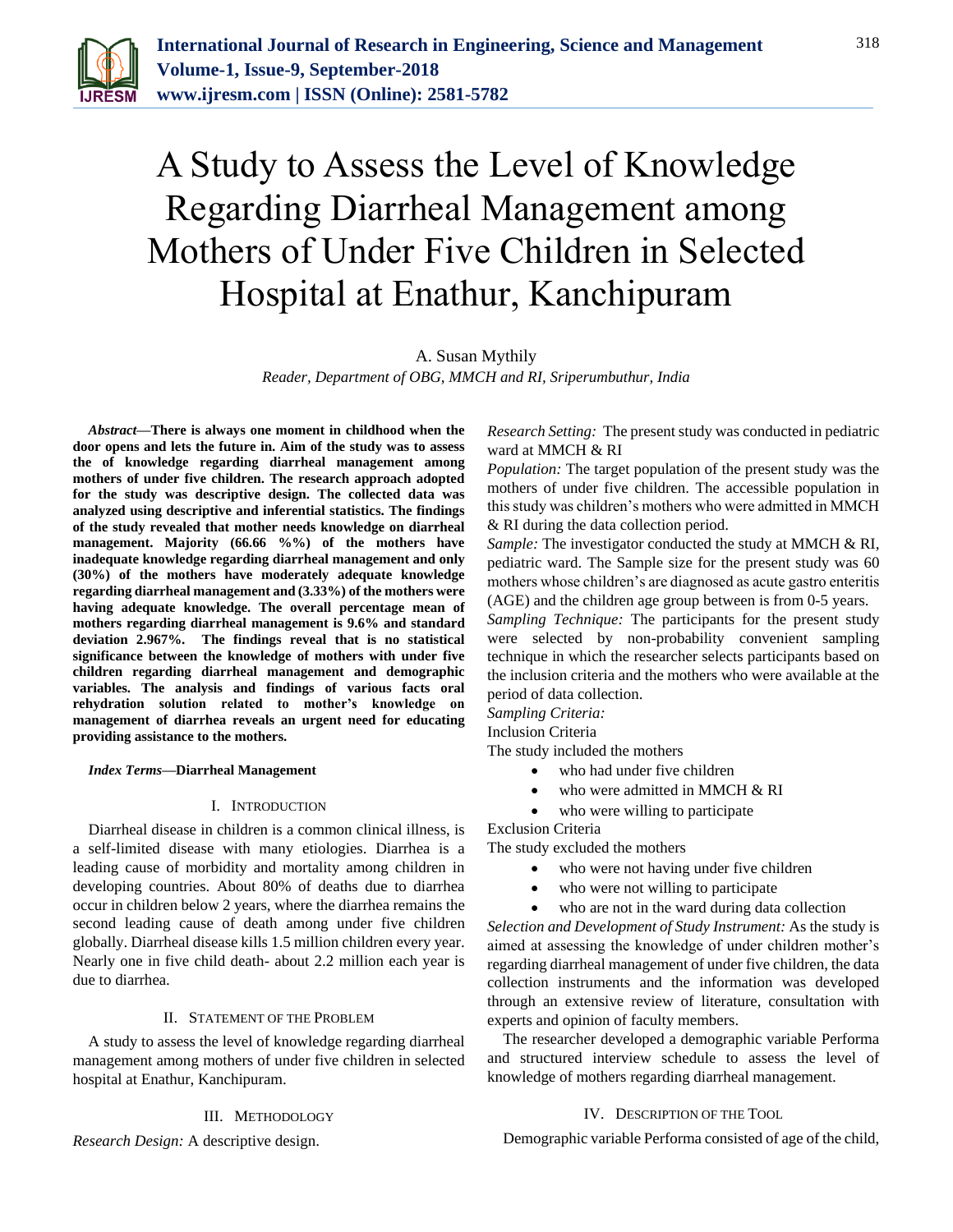# A Study to Assess the Level of Knowledge Regarding Diarrheal Management among Mothers of Under Five Children in Selected Hospital at Enathur, Kanchipuram

A. Susan Mythily

*Reader, Department of OBG, MMCH and RI, Sriperumbuthur, India*

***Abstract*—There is always one moment in childhood when the door opens and lets the future in. Aim of the study was to assess the of knowledge regarding diarrheal management among mothers of under five children. The research approach adopted for the study was descriptive design. The collected data was analyzed using descriptive and inferential statistics. The findings of the study revealed that mother needs knowledge on diarrheal management. Majority (66.66 %%) of the mothers have inadequate knowledge regarding diarrheal management and only (30%) of the mothers have moderately adequate knowledge regarding diarrheal management and (3.33%) of the mothers were having adequate knowledge. The overall percentage mean of mothers regarding diarrheal management is 9.6% and standard deviation 2.967%. The findings reveal that is no statistical significance between the knowledge of mothers with under five children regarding diarrheal management and demographic variables. The analysis and findings of various facts oral rehydration solution related to mother's knowledge on management of diarrhea reveals an urgent need for educating providing assistance to the mothers.**

***Index Terms*—Diarrheal Management**

## I. Introduction

Diarrheal disease in children is a common clinical illness, is a self-limited disease with many etiologies. Diarrhea is a leading cause of morbidity and mortality among children in developing countries. About 80% of deaths due to diarrhea occur in children below 2 years, where the diarrhea remains the second leading cause of death among under five children globally. Diarrheal disease kills 1.5 million children every year. Nearly one in five child death- about 2.2 million each year is due to diarrhea.

## II. Statement of the Problem

A study to assess the level of knowledge regarding diarrheal management among mothers of under five children in selected hospital at Enathur, Kanchipuram.

## III. Methodology

*Research Design:* A descriptive design.

*Research Setting:* The present study was conducted in pediatric ward at MMCH & RI

*Population:* The target population of the present study was the mothers of under five children. The accessible population in this study was children's mothers who were admitted in MMCH & RI during the data collection period.

*Sample:* The investigator conducted the study at MMCH & RI, pediatric ward. The Sample size for the present study was 60 mothers whose children's are diagnosed as acute gastro enteritis (AGE) and the children age group between is from 0-5 years.

*Sampling Technique:* The participants for the present study were selected by non-probability convenient sampling technique in which the researcher selects participants based on the inclusion criteria and the mothers who were available at the period of data collection.

*Sampling Criteria:*

Inclusion Criteria

The study included the mothers

- who had under five children
- who were admitted in MMCH & RI
- who were willing to participate

Exclusion Criteria

The study excluded the mothers

- who were not having under five children
- who were not willing to participate
- who are not in the ward during data collection

*Selection and Development of Study Instrument:* As the study is aimed at assessing the knowledge of under children mother's regarding diarrheal management of under five children, the data collection instruments and the information was developed through an extensive review of literature, consultation with experts and opinion of faculty members.

The researcher developed a demographic variable Performa and structured interview schedule to assess the level of knowledge of mothers regarding diarrheal management.

## IV. Description of the Tool

Demographic variable Performa consisted of age of the child,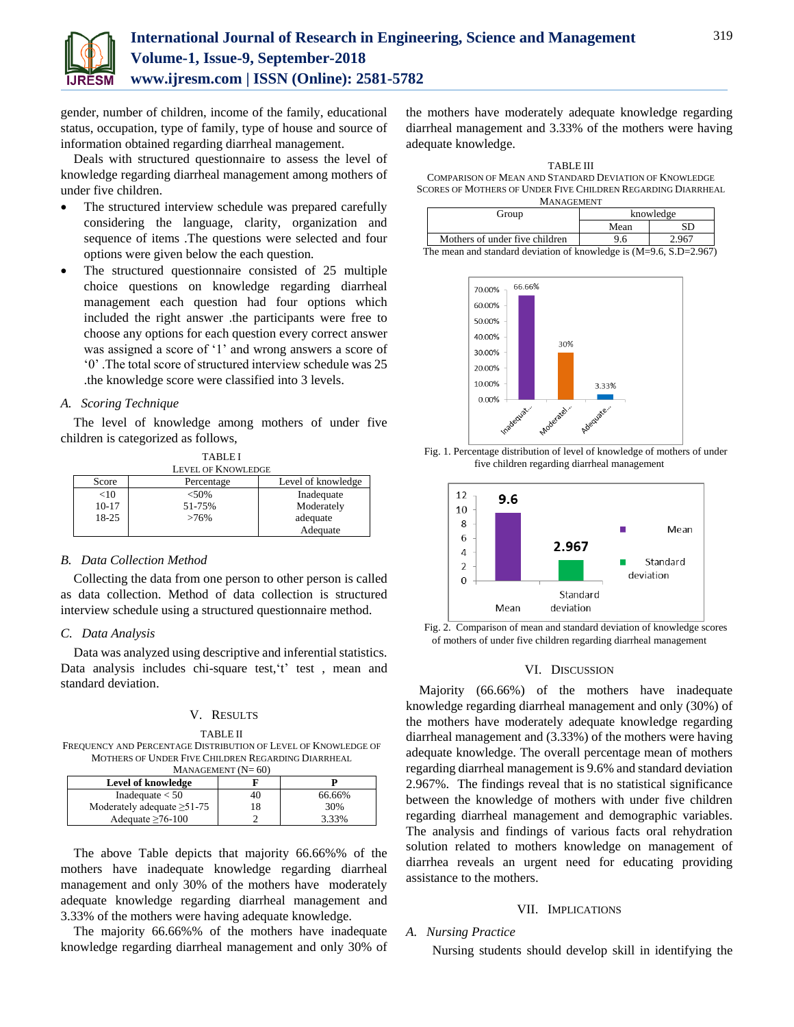gender, number of children, income of the family, educational status, occupation, type of family, type of house and source of information obtained regarding diarrheal management.

Deals with structured questionnaire to assess the level of knowledge regarding diarrheal management among mothers of under five children.

- The structured interview schedule was prepared carefully considering the language, clarity, organization and sequence of items .The questions were selected and four options were given below the each question.
- The structured questionnaire consisted of 25 multiple choice questions on knowledge regarding diarrheal management each question had four options which included the right answer .the participants were free to choose any options for each question every correct answer was assigned a score of '1' and wrong answers a score of '0' .The total score of structured interview schedule was 25 .the knowledge score were classified into 3 levels.

### A. Scoring Technique

The level of knowledge among mothers of under five children is categorized as follows,

TABLE I
LEVEL OF KNOWLEDGE

| Score | Percentage | Level of knowledge |
|---|---|---|
| <10 | <50% | Inadequate |
| 10-17 | 51-75% | Moderately adequate |
| 18-25 | >76% | Adequate |

### B. Data Collection Method

Collecting the data from one person to other person is called as data collection. Method of data collection is structured interview schedule using a structured questionnaire method.

### C. Data Analysis

Data was analyzed using descriptive and inferential statistics. Data analysis includes chi-square test,'t' test , mean and standard deviation.

## V. RESULTS

TABLE II
FREQUENCY AND PERCENTAGE DISTRIBUTION OF LEVEL OF KNOWLEDGE OF MOTHERS OF UNDER FIVE CHILDREN REGARDING DIARRHEAL MANAGEMENT (N= 60)

| Level of knowledge | F | P |
|---|---|---|
| Inadequate < 50 | 40 | 66.66% |
| Moderately adequate ≥51-75 | 18 | 30% |
| Adequate ≥76-100 | 2 | 3.33% |

The above Table depicts that majority 66.66%% of the mothers have inadequate knowledge regarding diarrheal management and only 30% of the mothers have moderately adequate knowledge regarding diarrheal management and 3.33% of the mothers were having adequate knowledge.

The majority 66.66%% of the mothers have inadequate knowledge regarding diarrheal management and only 30% of the mothers have moderately adequate knowledge regarding diarrheal management and 3.33% of the mothers were having adequate knowledge.

TABLE III
COMPARISON OF MEAN AND STANDARD DEVIATION OF KNOWLEDGE SCORES OF MOTHERS OF UNDER FIVE CHILDREN REGARDING DIARRHEAL MANAGEMENT

| Group | knowledge | |
|---|---|---|
| | Mean | SD |
| Mothers of under five children | 9.6 | 2.967 |

The mean and standard deviation of knowledge is (M=9.6, S.D=2.967)

Fig. 1. Percentage distribution of level of knowledge of mothers of under five children regarding diarrheal management

Fig. 2. Comparison of mean and standard deviation of knowledge scores of mothers of under five children regarding diarrheal management

## VI. DISCUSSION

Majority (66.66%) of the mothers have inadequate knowledge regarding diarrheal management and only (30%) of the mothers have moderately adequate knowledge regarding diarrheal management and (3.33%) of the mothers were having adequate knowledge. The overall percentage mean of mothers regarding diarrheal management is 9.6% and standard deviation 2.967%. The findings reveal that is no statistical significance between the knowledge of mothers with under five children regarding diarrheal management and demographic variables. The analysis and findings of various facts oral rehydration solution related to mothers knowledge on management of diarrhea reveals an urgent need for educating providing assistance to the mothers.

## VII. IMPLICATIONS

### A. Nursing Practice

Nursing students should develop skill in identifying the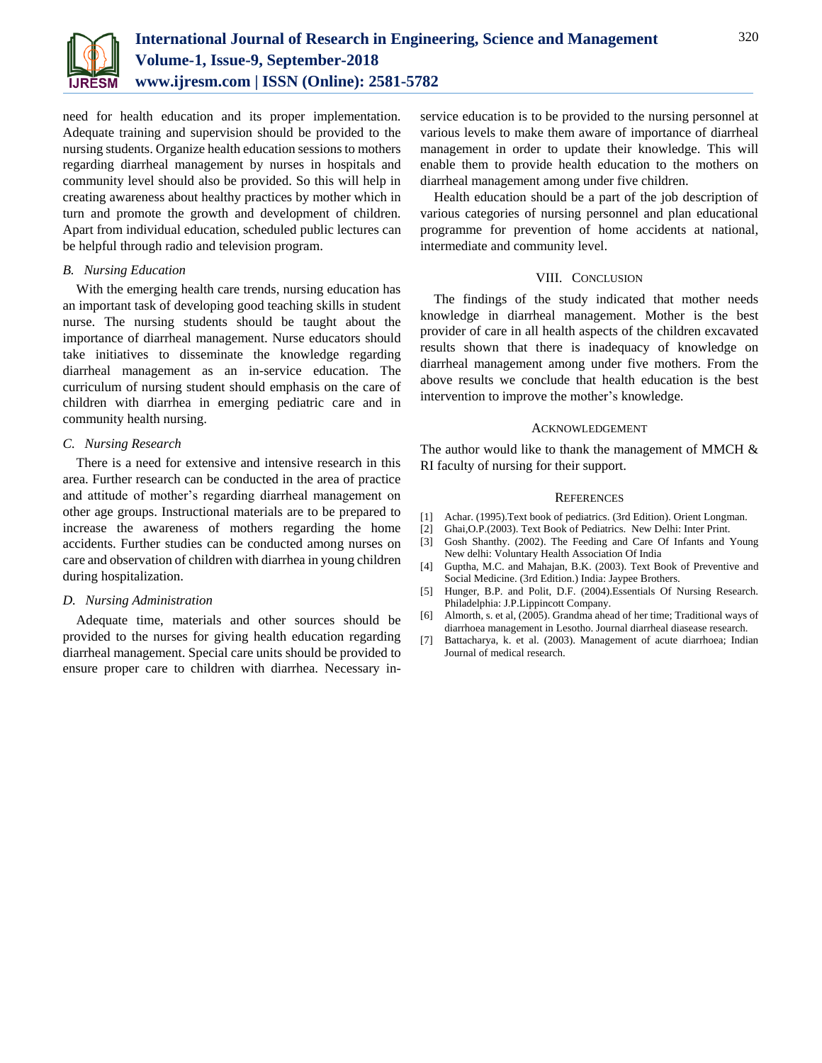need for health education and its proper implementation. Adequate training and supervision should be provided to the nursing students. Organize health education sessions to mothers regarding diarrheal management by nurses in hospitals and community level should also be provided. So this will help in creating awareness about healthy practices by mother which in turn and promote the growth and development of children. Apart from individual education, scheduled public lectures can be helpful through radio and television program.

### *B. Nursing Education*

With the emerging health care trends, nursing education has an important task of developing good teaching skills in student nurse. The nursing students should be taught about the importance of diarrheal management. Nurse educators should take initiatives to disseminate the knowledge regarding diarrheal management as an in-service education. The curriculum of nursing student should emphasis on the care of children with diarrhea in emerging pediatric care and in community health nursing.

### *C. Nursing Research*

There is a need for extensive and intensive research in this area. Further research can be conducted in the area of practice and attitude of mother's regarding diarrheal management on other age groups. Instructional materials are to be prepared to increase the awareness of mothers regarding the home accidents. Further studies can be conducted among nurses on care and observation of children with diarrhea in young children during hospitalization.

### *D. Nursing Administration*

Adequate time, materials and other sources should be provided to the nurses for giving health education regarding diarrheal management. Special care units should be provided to ensure proper care to children with diarrhea. Necessary in-service education is to be provided to the nursing personnel at various levels to make them aware of importance of diarrheal management in order to update their knowledge. This will enable them to provide health education to the mothers on diarrheal management among under five children.

Health education should be a part of the job description of various categories of nursing personnel and plan educational programme for prevention of home accidents at national, intermediate and community level.

## VIII. Conclusion

The findings of the study indicated that mother needs knowledge in diarrheal management. Mother is the best provider of care in all health aspects of the children excavated results shown that there is inadequacy of knowledge on diarrheal management among under five mothers. From the above results we conclude that health education is the best intervention to improve the mother's knowledge.

## Acknowledgement

The author would like to thank the management of MMCH & RI faculty of nursing for their support.

## References

[1] Achar. (1995).Text book of pediatrics. (3rd Edition). Orient Longman.
[2] Ghai,O.P.(2003). Text Book of Pediatrics. New Delhi: Inter Print.
[3] Gosh Shanthy. (2002). The Feeding and Care Of Infants and Young New delhi: Voluntary Health Association Of India
[4] Guptha, M.C. and Mahajan, B.K. (2003). Text Book of Preventive and Social Medicine. (3rd Edition.) India: Jaypee Brothers.
[5] Hunger, B.P. and Polit, D.F. (2004).Essentials Of Nursing Research. Philadelphia: J.P.Lippincott Company.
[6] Almorth, s. et al, (2005). Grandma ahead of her time; Traditional ways of diarrhoea management in Lesotho. Journal diarrheal diasease research.
[7] Battacharya, k. et al. (2003). Management of acute diarrhoea; Indian Journal of medical research.